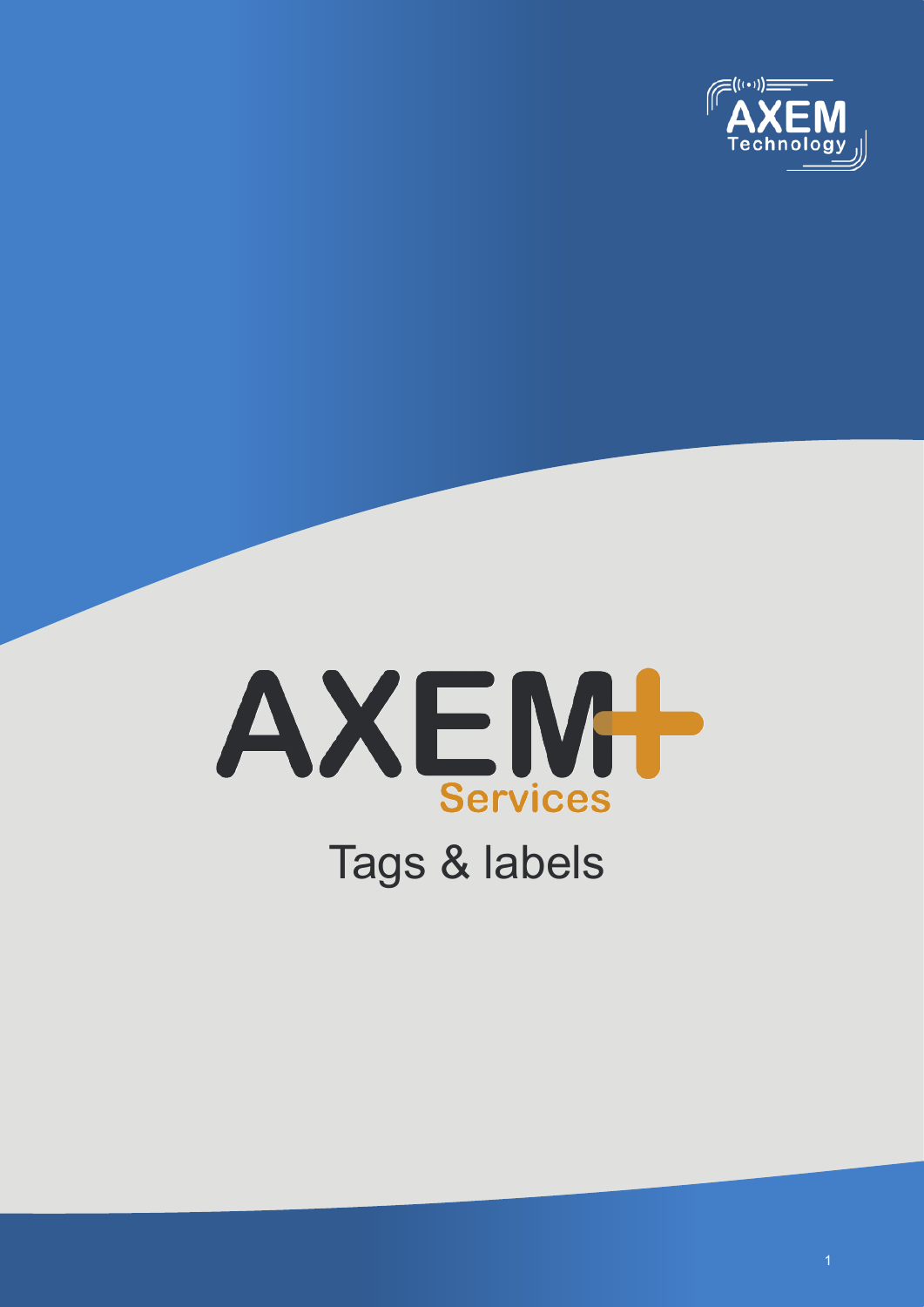AXEM Technology

# AXEM+ Services

## Tags & labels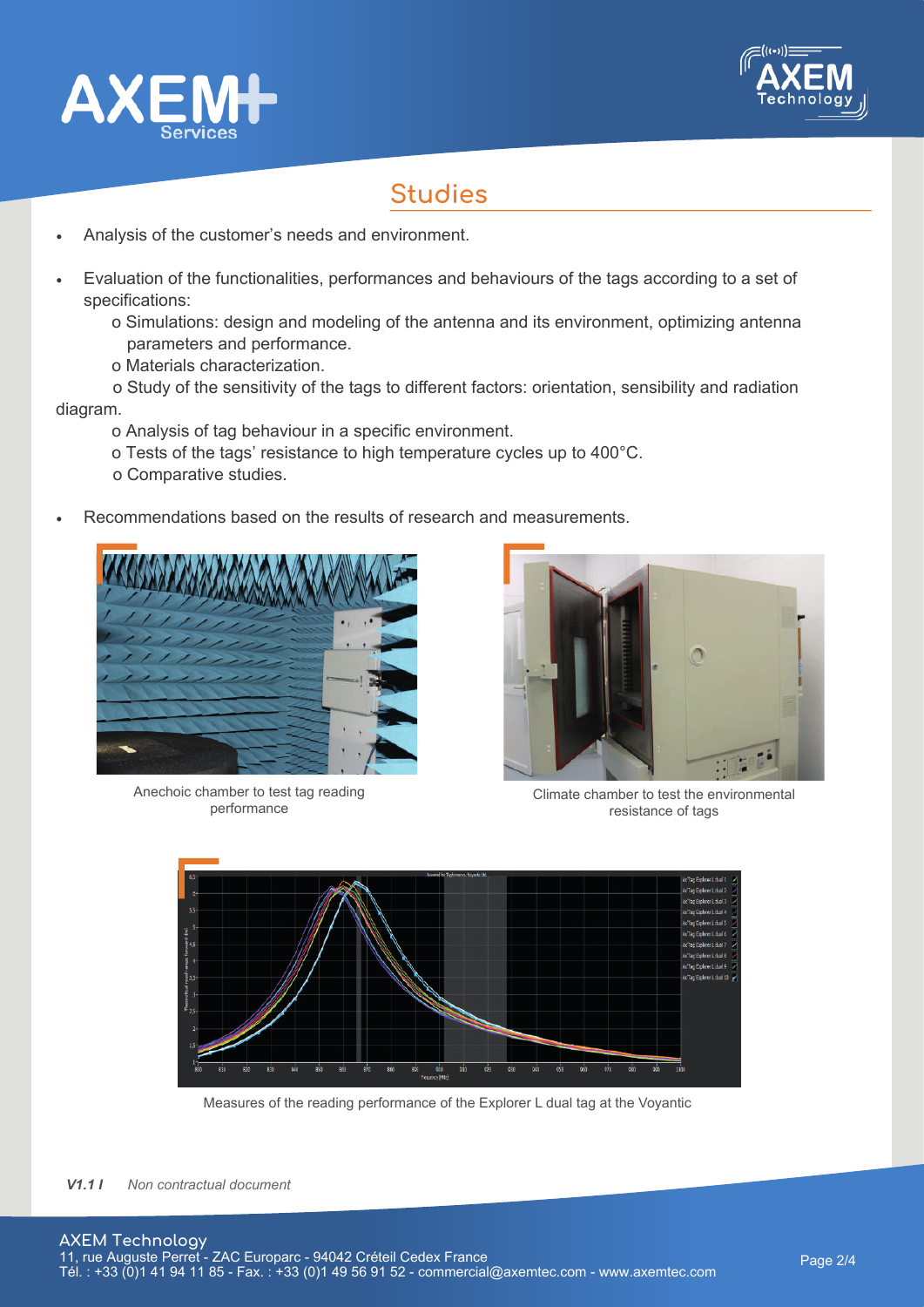## Studies

- Analysis of the customer's needs and environment.
- Evaluation of the functionalities, performances and behaviours of the tags according to a set of specifications:
  - o Simulations: design and modeling of the antenna and its environment, optimizing antenna parameters and performance.
  - o Materials characterization.
  - o Study of the sensitivity of the tags to different factors: orientation, sensibility and radiation diagram.
  - o Analysis of tag behaviour in a specific environment.
  - o Tests of the tags' resistance to high temperature cycles up to 400°C.
  - o Comparative studies.
- Recommendations based on the results of research and measurements.

Anechoic chamber to test tag reading performance

Climate chamber to test the environmental resistance of tags

Measures of the reading performance of the Explorer L dual tag at the Voyantic

***V1.1 I*** *Non contractual document*

**AXEM Technology**
11, rue Auguste Perret - ZAC Europarc - 94042 Créteil Cedex France
Tél. : +33 (0)1 41 94 11 85 - Fax. : +33 (0)1 49 56 91 52 - commercial@axemtec.com - www.axemtec.com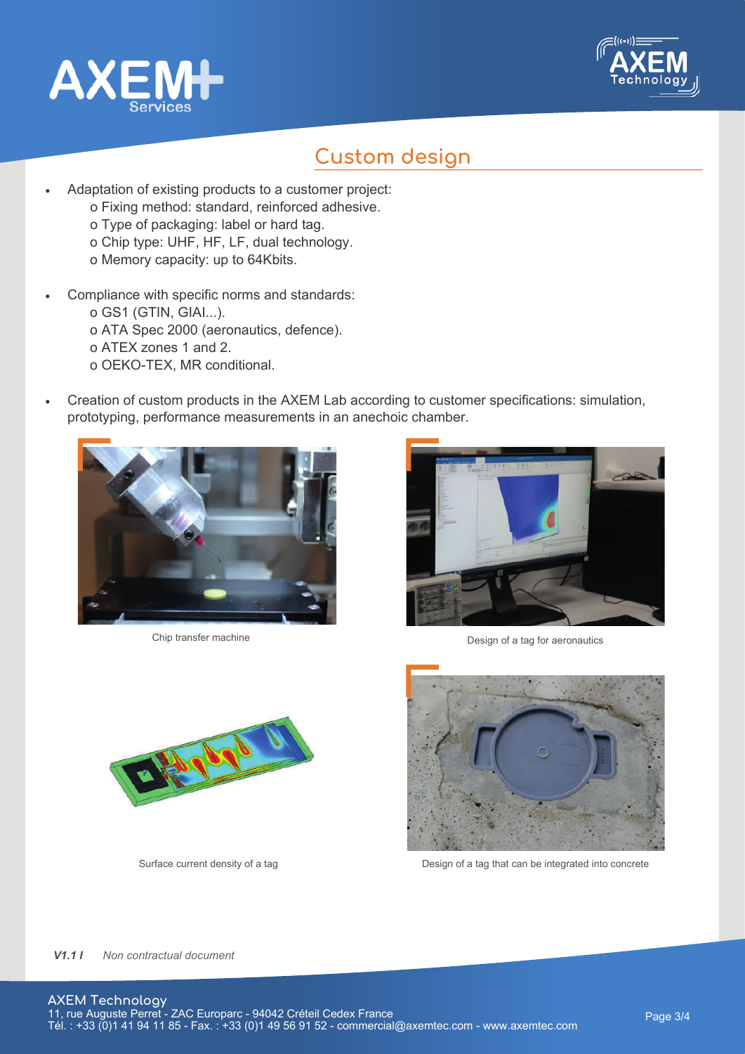## Custom design

- Adaptation of existing products to a customer project:
  - o Fixing method: standard, reinforced adhesive.
  - o Type of packaging: label or hard tag.
  - o Chip type: UHF, HF, LF, dual technology.
  - o Memory capacity: up to 64Kbits.

- Compliance with specific norms and standards:
  - o GS1 (GTIN, GIAI...).
  - o ATA Spec 2000 (aeronautics, defence).
  - o ATEX zones 1 and 2.
  - o OEKO-TEX, MR conditional.

- Creation of custom products in the AXEM Lab according to customer specifications: simulation, prototyping, performance measurements in an anechoic chamber.

Chip transfer machine

Design of a tag for aeronautics

Surface current density of a tag

Design of a tag that can be integrated into concrete

*V1.1 I* *Non contractual document*

AXEM Technology
11, rue Auguste Perret - ZAC Europarc - 94042 Créteil Cedex France
Tél. : +33 (0)1 41 94 11 85 - Fax. : +33 (0)1 49 56 91 52 - commercial@axemtec.com - www.axemtec.com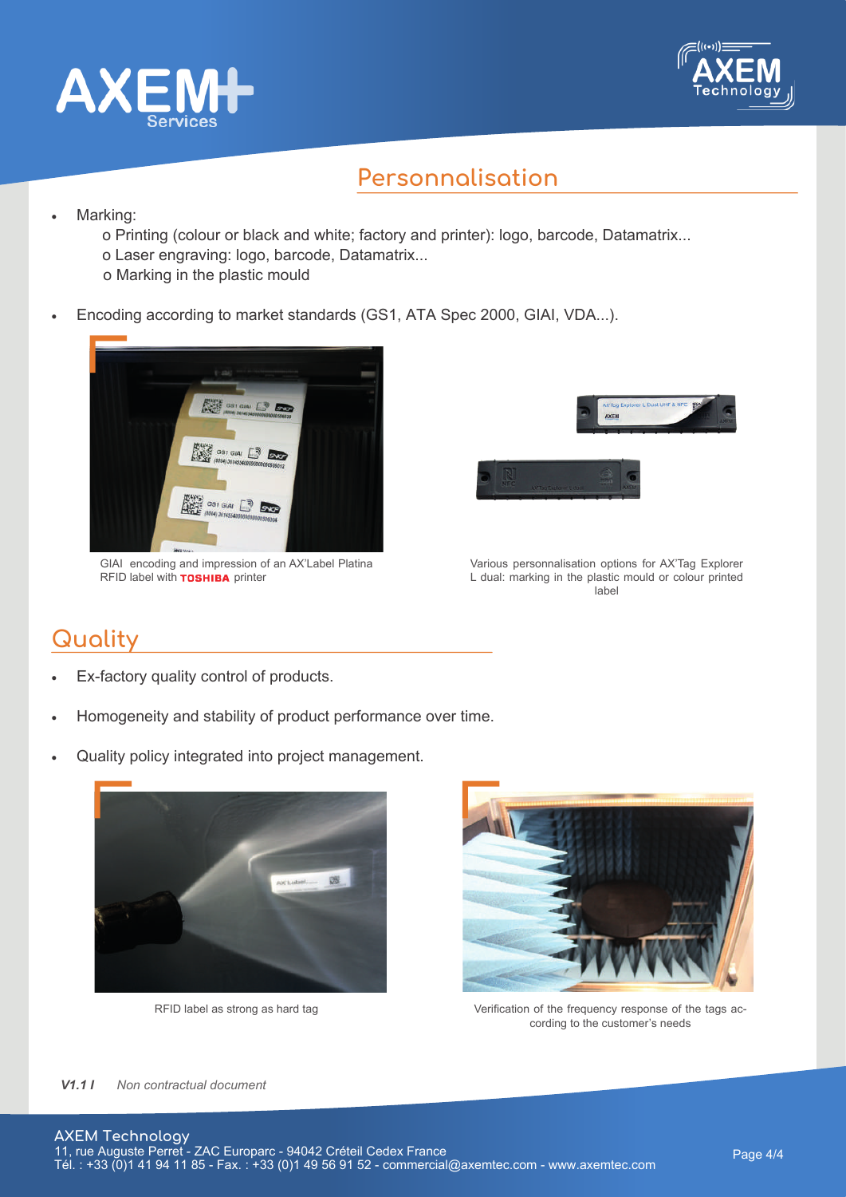## Personnalisation

- Marking:
  - o Printing (colour or black and white; factory and printer): logo, barcode, Datamatrix...
  - o Laser engraving: logo, barcode, Datamatrix...
  - o Marking in the plastic mould
- Encoding according to market standards (GS1, ATA Spec 2000, GIAI, VDA...).

GIAI encoding and impression of an AX'Label Platina RFID label with TOSHIBA printer

Various personnalisation options for AX'Tag Explorer L dual: marking in the plastic mould or colour printed label

## Quality

- Ex-factory quality control of products.
- Homogeneity and stability of product performance over time.
- Quality policy integrated into project management.

RFID label as strong as hard tag

Verification of the frequency response of the tags according to the customer's needs

*V1.1 I* *Non contractual document*

AXEM Technology
11, rue Auguste Perret - ZAC Europarc - 94042 Créteil Cedex France
Tél. : +33 (0)1 41 94 11 85 - Fax. : +33 (0)1 49 56 91 52 - commercial@axemtec.com - www.axemtec.com